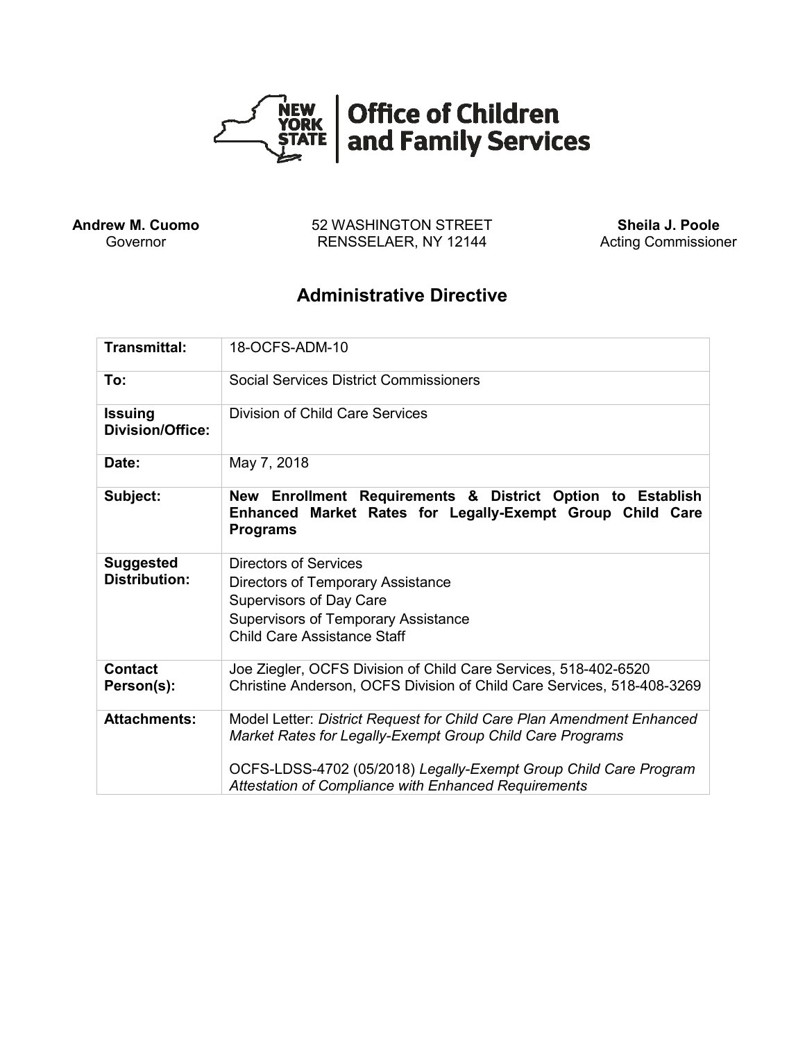**NEW YORK STATE | Office of Children and Family Services**

**Andrew M. Cuomo**
Governor

52 WASHINGTON STREET
RENSSELAER, NY 12144

**Sheila J. Poole**
Acting Commissioner

# Administrative Directive

| | |
|---|---|
| **Transmittal:** | 18-OCFS-ADM-10 |
| **To:** | Social Services District Commissioners |
| **Issuing Division/Office:** | Division of Child Care Services |
| **Date:** | May 7, 2018 |
| **Subject:** | **New Enrollment Requirements & District Option to Establish Enhanced Market Rates for Legally-Exempt Group Child Care Programs** |
| **Suggested Distribution:** | Directors of Services<br>Directors of Temporary Assistance<br>Supervisors of Day Care<br>Supervisors of Temporary Assistance<br>Child Care Assistance Staff |
| **Contact Person(s):** | Joe Ziegler, OCFS Division of Child Care Services, 518-402-6520<br>Christine Anderson, OCFS Division of Child Care Services, 518-408-3269 |
| **Attachments:** | Model Letter: *District Request for Child Care Plan Amendment Enhanced Market Rates for Legally-Exempt Group Child Care Programs*<br><br>OCFS-LDSS-4702 (05/2018) *Legally-Exempt Group Child Care Program Attestation of Compliance with Enhanced Requirements* |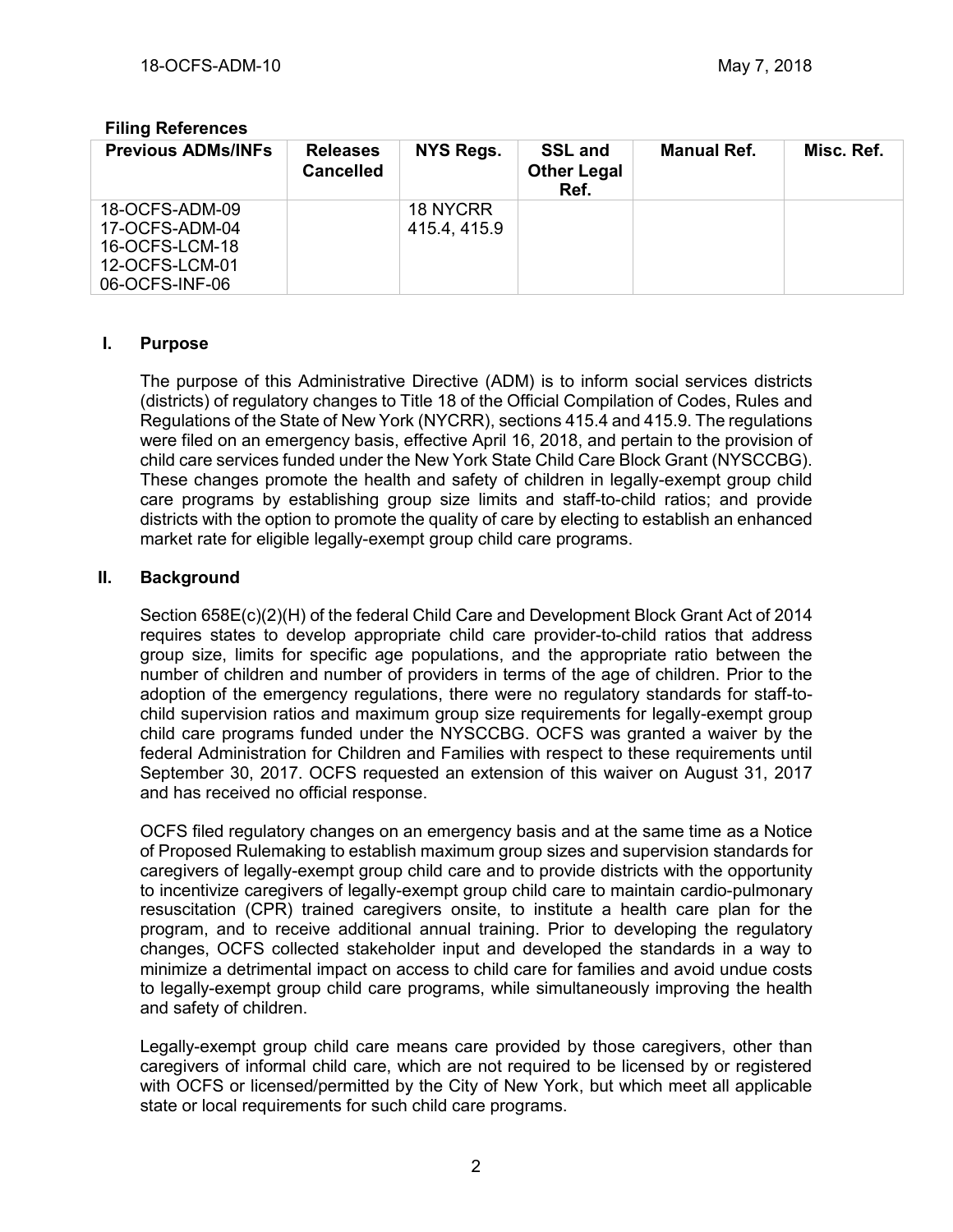**Filing References**

| Previous ADMs/INFs | Releases Cancelled | NYS Regs. | SSL and Other Legal Ref. | Manual Ref. | Misc. Ref. |
|---|---|---|---|---|---|
| 18-OCFS-ADM-09<br>17-OCFS-ADM-04<br>16-OCFS-LCM-18<br>12-OCFS-LCM-01<br>06-OCFS-INF-06 | | 18 NYCRR 415.4, 415.9 | | | |

## I. Purpose

The purpose of this Administrative Directive (ADM) is to inform social services districts (districts) of regulatory changes to Title 18 of the Official Compilation of Codes, Rules and Regulations of the State of New York (NYCRR), sections 415.4 and 415.9. The regulations were filed on an emergency basis, effective April 16, 2018, and pertain to the provision of child care services funded under the New York State Child Care Block Grant (NYSCCBG). These changes promote the health and safety of children in legally-exempt group child care programs by establishing group size limits and staff-to-child ratios; and provide districts with the option to promote the quality of care by electing to establish an enhanced market rate for eligible legally-exempt group child care programs.

## II. Background

Section 658E(c)(2)(H) of the federal Child Care and Development Block Grant Act of 2014 requires states to develop appropriate child care provider-to-child ratios that address group size, limits for specific age populations, and the appropriate ratio between the number of children and number of providers in terms of the age of children. Prior to the adoption of the emergency regulations, there were no regulatory standards for staff-to-child supervision ratios and maximum group size requirements for legally-exempt group child care programs funded under the NYSCCBG. OCFS was granted a waiver by the federal Administration for Children and Families with respect to these requirements until September 30, 2017. OCFS requested an extension of this waiver on August 31, 2017 and has received no official response.

OCFS filed regulatory changes on an emergency basis and at the same time as a Notice of Proposed Rulemaking to establish maximum group sizes and supervision standards for caregivers of legally-exempt group child care and to provide districts with the opportunity to incentivize caregivers of legally-exempt group child care to maintain cardio-pulmonary resuscitation (CPR) trained caregivers onsite, to institute a health care plan for the program, and to receive additional annual training. Prior to developing the regulatory changes, OCFS collected stakeholder input and developed the standards in a way to minimize a detrimental impact on access to child care for families and avoid undue costs to legally-exempt group child care programs, while simultaneously improving the health and safety of children.

Legally-exempt group child care means care provided by those caregivers, other than caregivers of informal child care, which are not required to be licensed by or registered with OCFS or licensed/permitted by the City of New York, but which meet all applicable state or local requirements for such child care programs.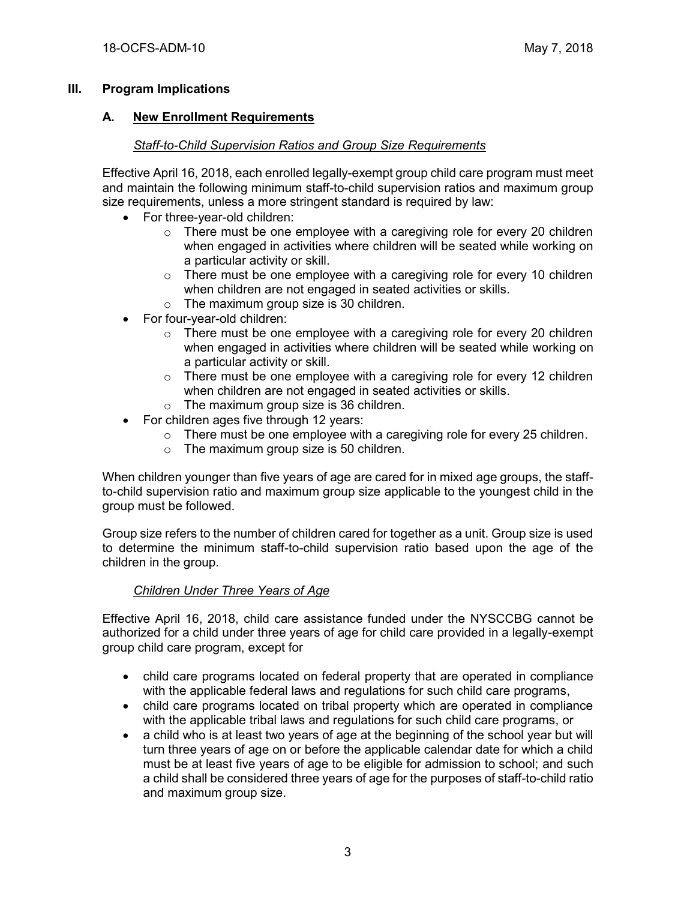## III. Program Implications

### A. New Enrollment Requirements

*Staff-to-Child Supervision Ratios and Group Size Requirements*

Effective April 16, 2018, each enrolled legally-exempt group child care program must meet and maintain the following minimum staff-to-child supervision ratios and maximum group size requirements, unless a more stringent standard is required by law:

- For three-year-old children:
  - There must be one employee with a caregiving role for every 20 children when engaged in activities where children will be seated while working on a particular activity or skill.
  - There must be one employee with a caregiving role for every 10 children when children are not engaged in seated activities or skills.
  - The maximum group size is 30 children.
- For four-year-old children:
  - There must be one employee with a caregiving role for every 20 children when engaged in activities where children will be seated while working on a particular activity or skill.
  - There must be one employee with a caregiving role for every 12 children when children are not engaged in seated activities or skills.
  - The maximum group size is 36 children.
- For children ages five through 12 years:
  - There must be one employee with a caregiving role for every 25 children.
  - The maximum group size is 50 children.

When children younger than five years of age are cared for in mixed age groups, the staff-to-child supervision ratio and maximum group size applicable to the youngest child in the group must be followed.

Group size refers to the number of children cared for together as a unit. Group size is used to determine the minimum staff-to-child supervision ratio based upon the age of the children in the group.

*Children Under Three Years of Age*

Effective April 16, 2018, child care assistance funded under the NYSCCBG cannot be authorized for a child under three years of age for child care provided in a legally-exempt group child care program, except for

- child care programs located on federal property that are operated in compliance with the applicable federal laws and regulations for such child care programs,
- child care programs located on tribal property which are operated in compliance with the applicable tribal laws and regulations for such child care programs, or
- a child who is at least two years of age at the beginning of the school year but will turn three years of age on or before the applicable calendar date for which a child must be at least five years of age to be eligible for admission to school; and such a child shall be considered three years of age for the purposes of staff-to-child ratio and maximum group size.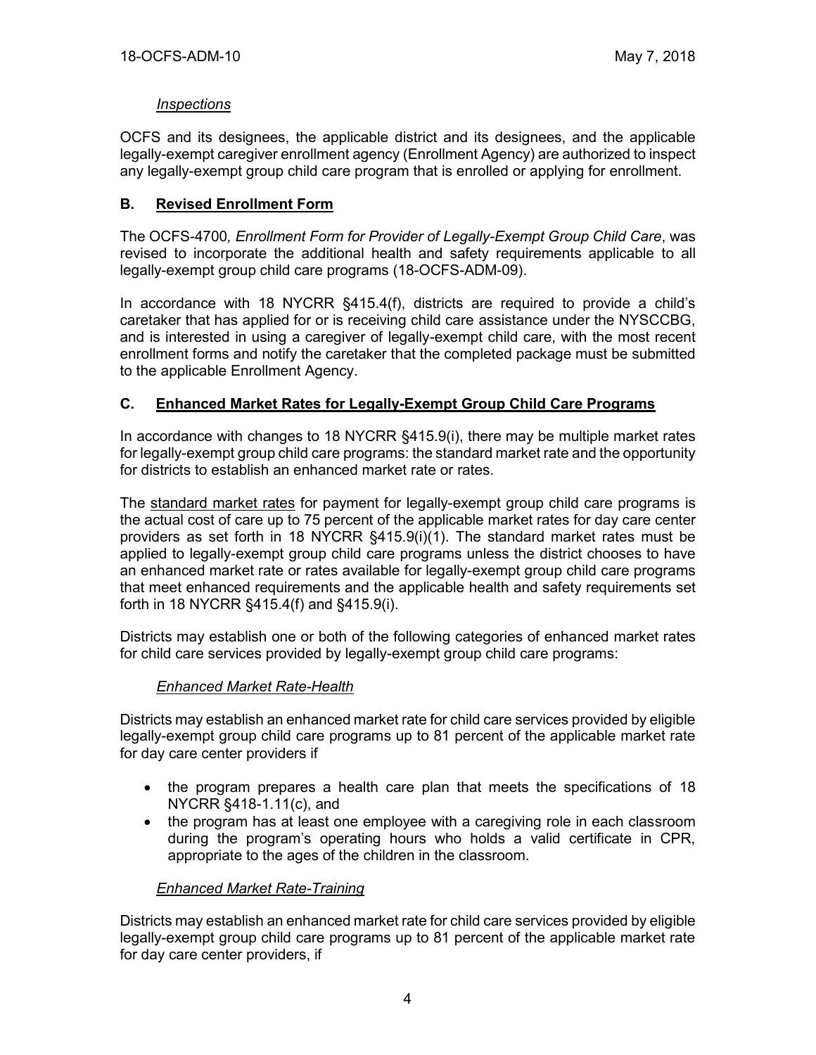*Inspections*

OCFS and its designees, the applicable district and its designees, and the applicable legally-exempt caregiver enrollment agency (Enrollment Agency) are authorized to inspect any legally-exempt group child care program that is enrolled or applying for enrollment.

## B. Revised Enrollment Form

The OCFS-4700*, Enrollment Form for Provider of Legally-Exempt Group Child Care*, was revised to incorporate the additional health and safety requirements applicable to all legally-exempt group child care programs (18-OCFS-ADM-09).

In accordance with 18 NYCRR §415.4(f), districts are required to provide a child's caretaker that has applied for or is receiving child care assistance under the NYSCCBG, and is interested in using a caregiver of legally-exempt child care, with the most recent enrollment forms and notify the caretaker that the completed package must be submitted to the applicable Enrollment Agency.

## C. Enhanced Market Rates for Legally-Exempt Group Child Care Programs

In accordance with changes to 18 NYCRR §415.9(i), there may be multiple market rates for legally-exempt group child care programs: the standard market rate and the opportunity for districts to establish an enhanced market rate or rates.

The standard market rates for payment for legally-exempt group child care programs is the actual cost of care up to 75 percent of the applicable market rates for day care center providers as set forth in 18 NYCRR §415.9(i)(1). The standard market rates must be applied to legally-exempt group child care programs unless the district chooses to have an enhanced market rate or rates available for legally-exempt group child care programs that meet enhanced requirements and the applicable health and safety requirements set forth in 18 NYCRR §415.4(f) and §415.9(i).

Districts may establish one or both of the following categories of enhanced market rates for child care services provided by legally-exempt group child care programs:

*Enhanced Market Rate-Health*

Districts may establish an enhanced market rate for child care services provided by eligible legally-exempt group child care programs up to 81 percent of the applicable market rate for day care center providers if

- the program prepares a health care plan that meets the specifications of 18 NYCRR §418-1.11(c), and
- the program has at least one employee with a caregiving role in each classroom during the program's operating hours who holds a valid certificate in CPR, appropriate to the ages of the children in the classroom.

*Enhanced Market Rate-Training*

Districts may establish an enhanced market rate for child care services provided by eligible legally-exempt group child care programs up to 81 percent of the applicable market rate for day care center providers, if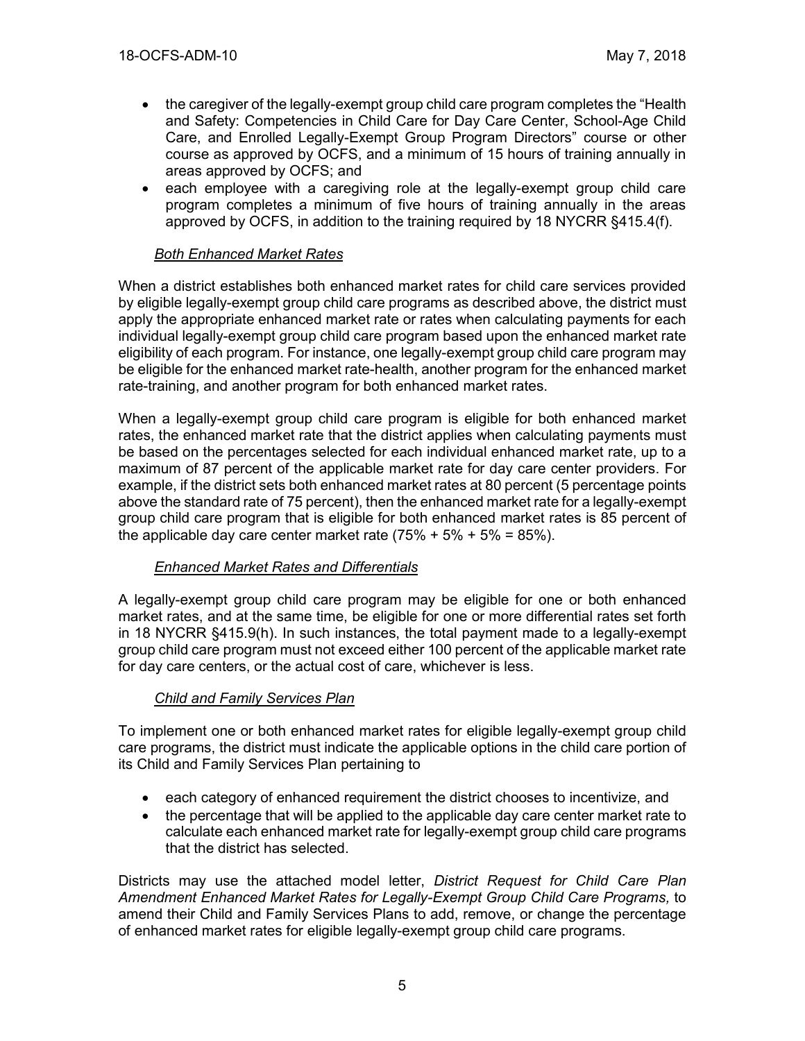- the caregiver of the legally-exempt group child care program completes the "Health and Safety: Competencies in Child Care for Day Care Center, School-Age Child Care, and Enrolled Legally-Exempt Group Program Directors" course or other course as approved by OCFS, and a minimum of 15 hours of training annually in areas approved by OCFS; and
- each employee with a caregiving role at the legally-exempt group child care program completes a minimum of five hours of training annually in the areas approved by OCFS, in addition to the training required by 18 NYCRR §415.4(f).

*Both Enhanced Market Rates*

When a district establishes both enhanced market rates for child care services provided by eligible legally-exempt group child care programs as described above, the district must apply the appropriate enhanced market rate or rates when calculating payments for each individual legally-exempt group child care program based upon the enhanced market rate eligibility of each program. For instance, one legally-exempt group child care program may be eligible for the enhanced market rate-health, another program for the enhanced market rate-training, and another program for both enhanced market rates.

When a legally-exempt group child care program is eligible for both enhanced market rates, the enhanced market rate that the district applies when calculating payments must be based on the percentages selected for each individual enhanced market rate, up to a maximum of 87 percent of the applicable market rate for day care center providers. For example, if the district sets both enhanced market rates at 80 percent (5 percentage points above the standard rate of 75 percent), then the enhanced market rate for a legally-exempt group child care program that is eligible for both enhanced market rates is 85 percent of the applicable day care center market rate (75% + 5% + 5% = 85%).

*Enhanced Market Rates and Differentials*

A legally-exempt group child care program may be eligible for one or both enhanced market rates, and at the same time, be eligible for one or more differential rates set forth in 18 NYCRR §415.9(h). In such instances, the total payment made to a legally-exempt group child care program must not exceed either 100 percent of the applicable market rate for day care centers, or the actual cost of care, whichever is less.

*Child and Family Services Plan*

To implement one or both enhanced market rates for eligible legally-exempt group child care programs, the district must indicate the applicable options in the child care portion of its Child and Family Services Plan pertaining to

- each category of enhanced requirement the district chooses to incentivize, and
- the percentage that will be applied to the applicable day care center market rate to calculate each enhanced market rate for legally-exempt group child care programs that the district has selected.

Districts may use the attached model letter, *District Request for Child Care Plan Amendment Enhanced Market Rates for Legally-Exempt Group Child Care Programs,* to amend their Child and Family Services Plans to add, remove, or change the percentage of enhanced market rates for eligible legally-exempt group child care programs.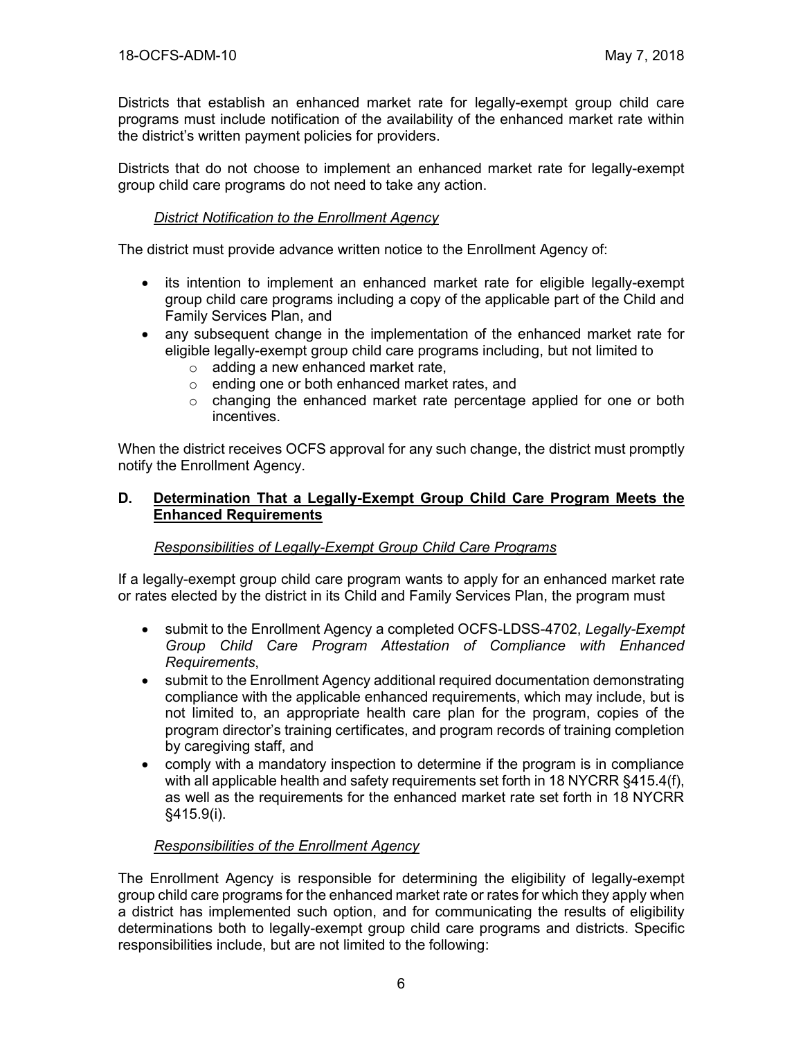Districts that establish an enhanced market rate for legally-exempt group child care programs must include notification of the availability of the enhanced market rate within the district's written payment policies for providers.

Districts that do not choose to implement an enhanced market rate for legally-exempt group child care programs do not need to take any action.

*District Notification to the Enrollment Agency*

The district must provide advance written notice to the Enrollment Agency of:

- its intention to implement an enhanced market rate for eligible legally-exempt group child care programs including a copy of the applicable part of the Child and Family Services Plan, and
- any subsequent change in the implementation of the enhanced market rate for eligible legally-exempt group child care programs including, but not limited to
  - adding a new enhanced market rate,
  - ending one or both enhanced market rates, and
  - changing the enhanced market rate percentage applied for one or both incentives.

When the district receives OCFS approval for any such change, the district must promptly notify the Enrollment Agency.

## D. Determination That a Legally-Exempt Group Child Care Program Meets the Enhanced Requirements

*Responsibilities of Legally-Exempt Group Child Care Programs*

If a legally-exempt group child care program wants to apply for an enhanced market rate or rates elected by the district in its Child and Family Services Plan, the program must

- submit to the Enrollment Agency a completed OCFS-LDSS-4702, *Legally-Exempt Group Child Care Program Attestation of Compliance with Enhanced Requirements*,
- submit to the Enrollment Agency additional required documentation demonstrating compliance with the applicable enhanced requirements, which may include, but is not limited to, an appropriate health care plan for the program, copies of the program director's training certificates, and program records of training completion by caregiving staff, and
- comply with a mandatory inspection to determine if the program is in compliance with all applicable health and safety requirements set forth in 18 NYCRR §415.4(f), as well as the requirements for the enhanced market rate set forth in 18 NYCRR §415.9(i).

*Responsibilities of the Enrollment Agency*

The Enrollment Agency is responsible for determining the eligibility of legally-exempt group child care programs for the enhanced market rate or rates for which they apply when a district has implemented such option, and for communicating the results of eligibility determinations both to legally-exempt group child care programs and districts. Specific responsibilities include, but are not limited to the following: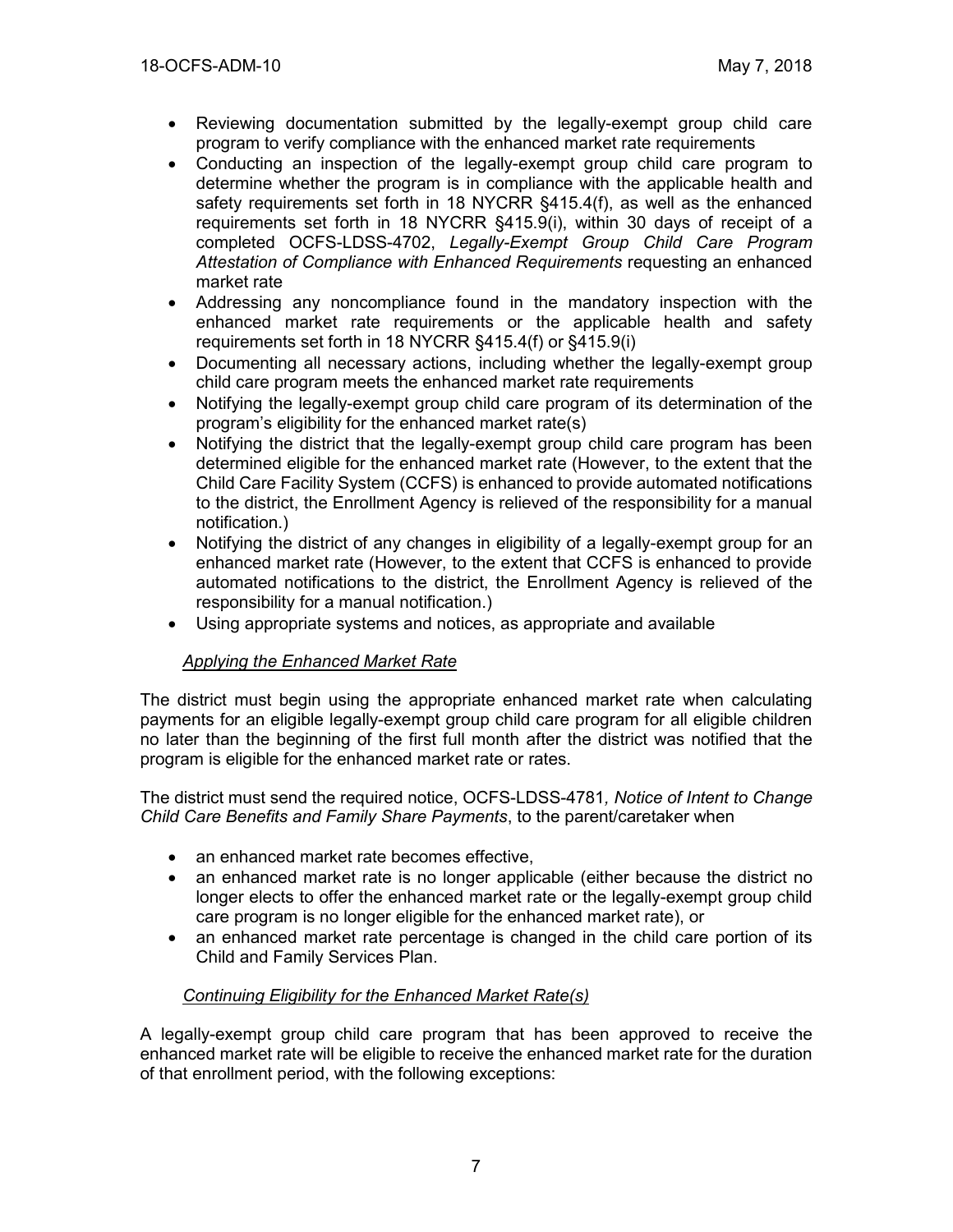- Reviewing documentation submitted by the legally-exempt group child care program to verify compliance with the enhanced market rate requirements
- Conducting an inspection of the legally-exempt group child care program to determine whether the program is in compliance with the applicable health and safety requirements set forth in 18 NYCRR §415.4(f), as well as the enhanced requirements set forth in 18 NYCRR §415.9(i), within 30 days of receipt of a completed OCFS-LDSS-4702, *Legally-Exempt Group Child Care Program Attestation of Compliance with Enhanced Requirements* requesting an enhanced market rate
- Addressing any noncompliance found in the mandatory inspection with the enhanced market rate requirements or the applicable health and safety requirements set forth in 18 NYCRR §415.4(f) or §415.9(i)
- Documenting all necessary actions, including whether the legally-exempt group child care program meets the enhanced market rate requirements
- Notifying the legally-exempt group child care program of its determination of the program's eligibility for the enhanced market rate(s)
- Notifying the district that the legally-exempt group child care program has been determined eligible for the enhanced market rate (However, to the extent that the Child Care Facility System (CCFS) is enhanced to provide automated notifications to the district, the Enrollment Agency is relieved of the responsibility for a manual notification.)
- Notifying the district of any changes in eligibility of a legally-exempt group for an enhanced market rate (However, to the extent that CCFS is enhanced to provide automated notifications to the district, the Enrollment Agency is relieved of the responsibility for a manual notification.)
- Using appropriate systems and notices, as appropriate and available

*Applying the Enhanced Market Rate*

The district must begin using the appropriate enhanced market rate when calculating payments for an eligible legally-exempt group child care program for all eligible children no later than the beginning of the first full month after the district was notified that the program is eligible for the enhanced market rate or rates.

The district must send the required notice, OCFS-LDSS-4781*, Notice of Intent to Change Child Care Benefits and Family Share Payments*, to the parent/caretaker when

- an enhanced market rate becomes effective,
- an enhanced market rate is no longer applicable (either because the district no longer elects to offer the enhanced market rate or the legally-exempt group child care program is no longer eligible for the enhanced market rate), or
- an enhanced market rate percentage is changed in the child care portion of its Child and Family Services Plan.

*Continuing Eligibility for the Enhanced Market Rate(s)*

A legally-exempt group child care program that has been approved to receive the enhanced market rate will be eligible to receive the enhanced market rate for the duration of that enrollment period, with the following exceptions: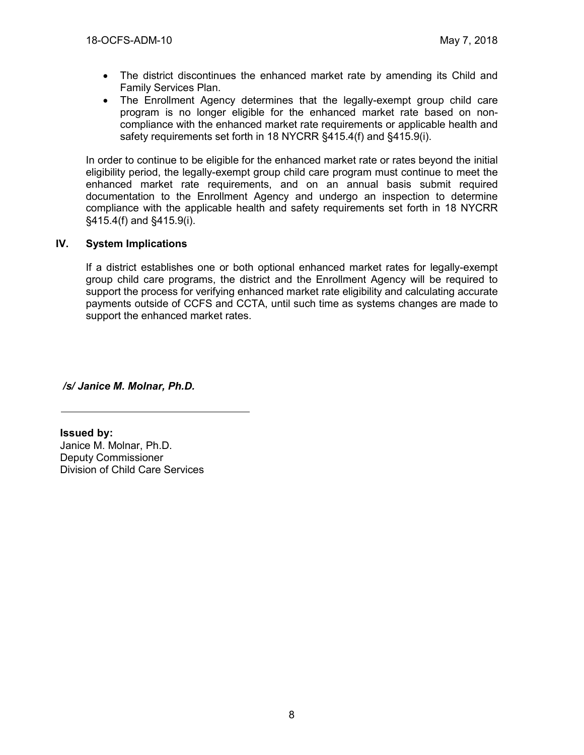- The district discontinues the enhanced market rate by amending its Child and Family Services Plan.
- The Enrollment Agency determines that the legally-exempt group child care program is no longer eligible for the enhanced market rate based on non-compliance with the enhanced market rate requirements or applicable health and safety requirements set forth in 18 NYCRR §415.4(f) and §415.9(i).

In order to continue to be eligible for the enhanced market rate or rates beyond the initial eligibility period, the legally-exempt group child care program must continue to meet the enhanced market rate requirements, and on an annual basis submit required documentation to the Enrollment Agency and undergo an inspection to determine compliance with the applicable health and safety requirements set forth in 18 NYCRR §415.4(f) and §415.9(i).

## IV. System Implications

If a district establishes one or both optional enhanced market rates for legally-exempt group child care programs, the district and the Enrollment Agency will be required to support the process for verifying enhanced market rate eligibility and calculating accurate payments outside of CCFS and CCTA, until such time as systems changes are made to support the enhanced market rates.

***/s/ Janice M. Molnar, Ph.D.***

**Issued by:**
Janice M. Molnar, Ph.D.
Deputy Commissioner
Division of Child Care Services